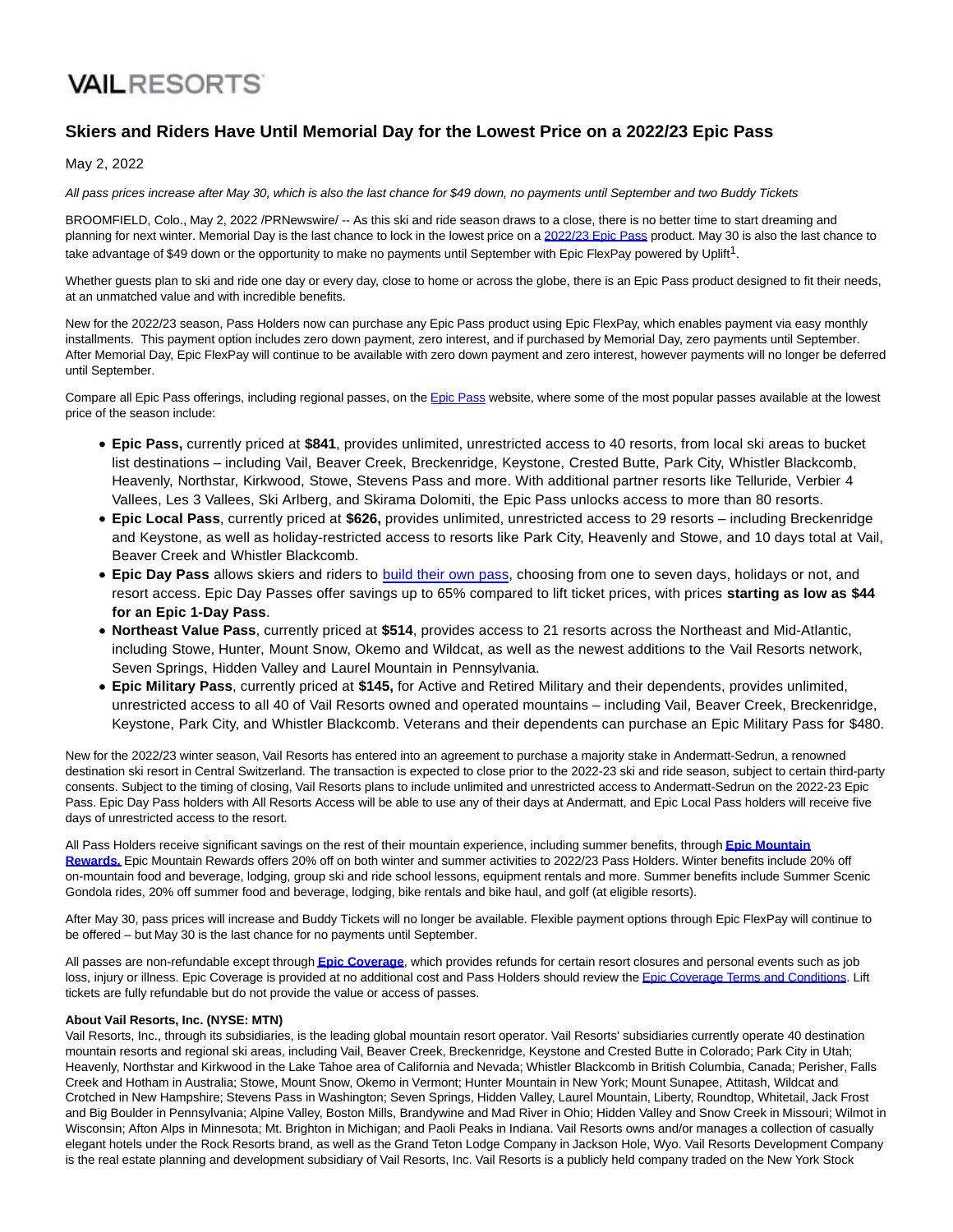VAILRESORTS

# Skiers and Riders Have Until Memorial Day for the Lowest Price on a 2022/23 Epic Pass

May 2, 2022

*All pass prices increase after May 30, which is also the last chance for $49 down, no payments until September and two Buddy Tickets*

BROOMFIELD, Colo., May 2, 2022 /PRNewswire/ -- As this ski and ride season draws to a close, there is no better time to start dreaming and planning for next winter. Memorial Day is the last chance to lock in the lowest price on a 2022/23 Epic Pass product. May 30 is also the last chance to take advantage of $49 down or the opportunity to make no payments until September with Epic FlexPay powered by Uplift[1].

Whether guests plan to ski and ride one day or every day, close to home or across the globe, there is an Epic Pass product designed to fit their needs, at an unmatched value and with incredible benefits.

New for the 2022/23 season, Pass Holders now can purchase any Epic Pass product using Epic FlexPay, which enables payment via easy monthly installments. This payment option includes zero down payment, zero interest, and if purchased by Memorial Day, zero payments until September. After Memorial Day, Epic FlexPay will continue to be available with zero down payment and zero interest, however payments will no longer be deferred until September.

Compare all Epic Pass offerings, including regional passes, on the Epic Pass website, where some of the most popular passes available at the lowest price of the season include:

- **Epic Pass,** currently priced at **$841**, provides unlimited, unrestricted access to 40 resorts, from local ski areas to bucket list destinations – including Vail, Beaver Creek, Breckenridge, Keystone, Crested Butte, Park City, Whistler Blackcomb, Heavenly, Northstar, Kirkwood, Stowe, Stevens Pass and more. With additional partner resorts like Telluride, Verbier 4 Vallees, Les 3 Vallees, Ski Arlberg, and Skirama Dolomiti, the Epic Pass unlocks access to more than 80 resorts.
- **Epic Local Pass**, currently priced at **$626,** provides unlimited, unrestricted access to 29 resorts – including Breckenridge and Keystone, as well as holiday-restricted access to resorts like Park City, Heavenly and Stowe, and 10 days total at Vail, Beaver Creek and Whistler Blackcomb.
- **Epic Day Pass** allows skiers and riders to build their own pass, choosing from one to seven days, holidays or not, and resort access. Epic Day Passes offer savings up to 65% compared to lift ticket prices, with prices **starting as low as $44 for an Epic 1-Day Pass**.
- **Northeast Value Pass**, currently priced at **$514**, provides access to 21 resorts across the Northeast and Mid-Atlantic, including Stowe, Hunter, Mount Snow, Okemo and Wildcat, as well as the newest additions to the Vail Resorts network, Seven Springs, Hidden Valley and Laurel Mountain in Pennsylvania.
- **Epic Military Pass**, currently priced at **$145,** for Active and Retired Military and their dependents, provides unlimited, unrestricted access to all 40 of Vail Resorts owned and operated mountains – including Vail, Beaver Creek, Breckenridge, Keystone, Park City, and Whistler Blackcomb. Veterans and their dependents can purchase an Epic Military Pass for $480.

New for the 2022/23 winter season, Vail Resorts has entered into an agreement to purchase a majority stake in Andermatt-Sedrun, a renowned destination ski resort in Central Switzerland. The transaction is expected to close prior to the 2022-23 ski and ride season, subject to certain third-party consents. Subject to the timing of closing, Vail Resorts plans to include unlimited and unrestricted access to Andermatt-Sedrun on the 2022-23 Epic Pass. Epic Day Pass holders with All Resorts Access will be able to use any of their days at Andermatt, and Epic Local Pass holders will receive five days of unrestricted access to the resort.

All Pass Holders receive significant savings on the rest of their mountain experience, including summer benefits, through **Epic Mountain Rewards.** Epic Mountain Rewards offers 20% off on both winter and summer activities to 2022/23 Pass Holders. Winter benefits include 20% off on-mountain food and beverage, lodging, group ski and ride school lessons, equipment rentals and more. Summer benefits include Summer Scenic Gondola rides, 20% off summer food and beverage, lodging, bike rentals and bike haul, and golf (at eligible resorts).

After May 30, pass prices will increase and Buddy Tickets will no longer be available. Flexible payment options through Epic FlexPay will continue to be offered – but May 30 is the last chance for no payments until September.

All passes are non-refundable except through **Epic Coverage**, which provides refunds for certain resort closures and personal events such as job loss, injury or illness. Epic Coverage is provided at no additional cost and Pass Holders should review the Epic Coverage Terms and Conditions. Lift tickets are fully refundable but do not provide the value or access of passes.

**About Vail Resorts, Inc. (NYSE: MTN)**
Vail Resorts, Inc., through its subsidiaries, is the leading global mountain resort operator. Vail Resorts' subsidiaries currently operate 40 destination mountain resorts and regional ski areas, including Vail, Beaver Creek, Breckenridge, Keystone and Crested Butte in Colorado; Park City in Utah; Heavenly, Northstar and Kirkwood in the Lake Tahoe area of California and Nevada; Whistler Blackcomb in British Columbia, Canada; Perisher, Falls Creek and Hotham in Australia; Stowe, Mount Snow, Okemo in Vermont; Hunter Mountain in New York; Mount Sunapee, Attitash, Wildcat and Crotched in New Hampshire; Stevens Pass in Washington; Seven Springs, Hidden Valley, Laurel Mountain, Liberty, Roundtop, Whitetail, Jack Frost and Big Boulder in Pennsylvania; Alpine Valley, Boston Mills, Brandywine and Mad River in Ohio; Hidden Valley and Snow Creek in Missouri; Wilmot in Wisconsin; Afton Alps in Minnesota; Mt. Brighton in Michigan; and Paoli Peaks in Indiana. Vail Resorts owns and/or manages a collection of casually elegant hotels under the Rock Resorts brand, as well as the Grand Teton Lodge Company in Jackson Hole, Wyo. Vail Resorts Development Company is the real estate planning and development subsidiary of Vail Resorts, Inc. Vail Resorts is a publicly held company traded on the New York Stock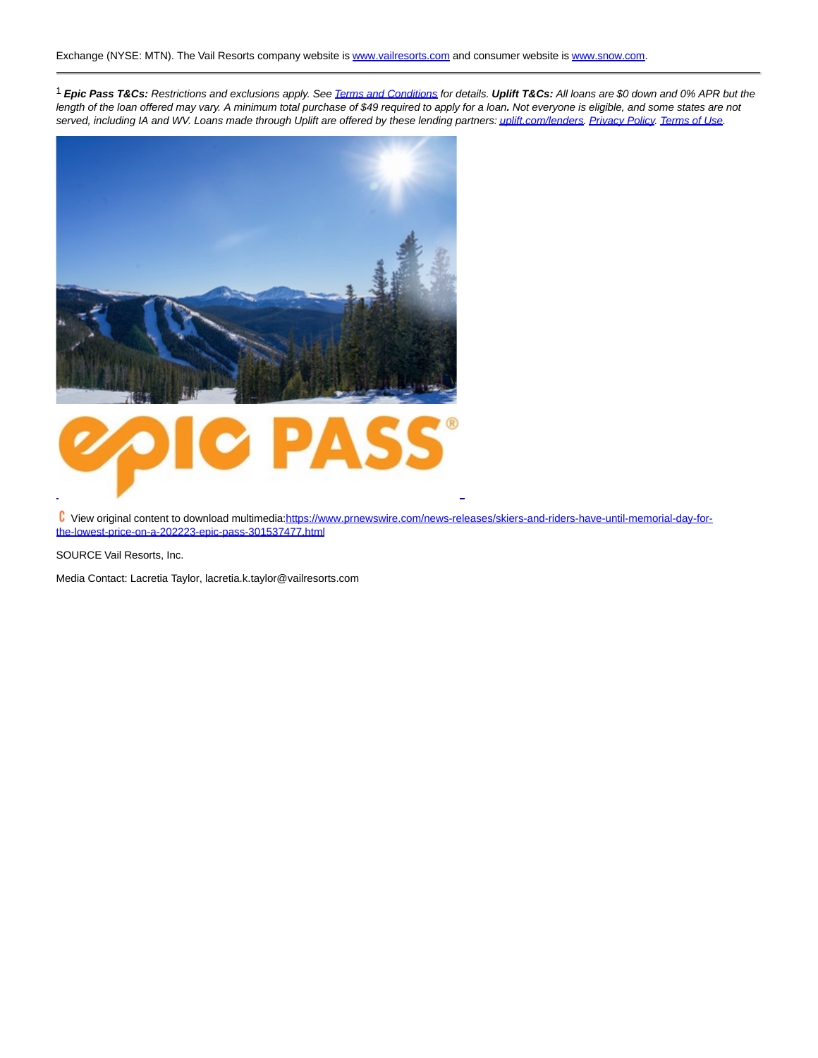Exchange (NYSE: MTN). The Vail Resorts company website is [www.vailresorts.com](www.vailresorts.com) and consumer website is [www.snow.com](www.snow.com).

---

[1] ***Epic Pass T&Cs:*** *Restrictions and exclusions apply. See* [*Terms and Conditions*]() *for details.* ***Uplift T&Cs:*** *All loans are $0 down and 0% APR but the length of the loan offered may vary. A minimum total purchase of $49 required to apply for a loan.* *Not everyone is eligible, and some states are not served, including IA and WV. Loans made through Uplift are offered by these lending partners:* [*uplift.com/lenders*](). [*Privacy Policy*](). [*Terms of Use*]().

View original content to download multimedia:[https://www.prnewswire.com/news-releases/skiers-and-riders-have-until-memorial-day-for-the-lowest-price-on-a-202223-epic-pass-301537477.html](https://www.prnewswire.com/news-releases/skiers-and-riders-have-until-memorial-day-for-the-lowest-price-on-a-202223-epic-pass-301537477.html)

SOURCE Vail Resorts, Inc.

Media Contact: Lacretia Taylor, lacretia.k.taylor@vailresorts.com